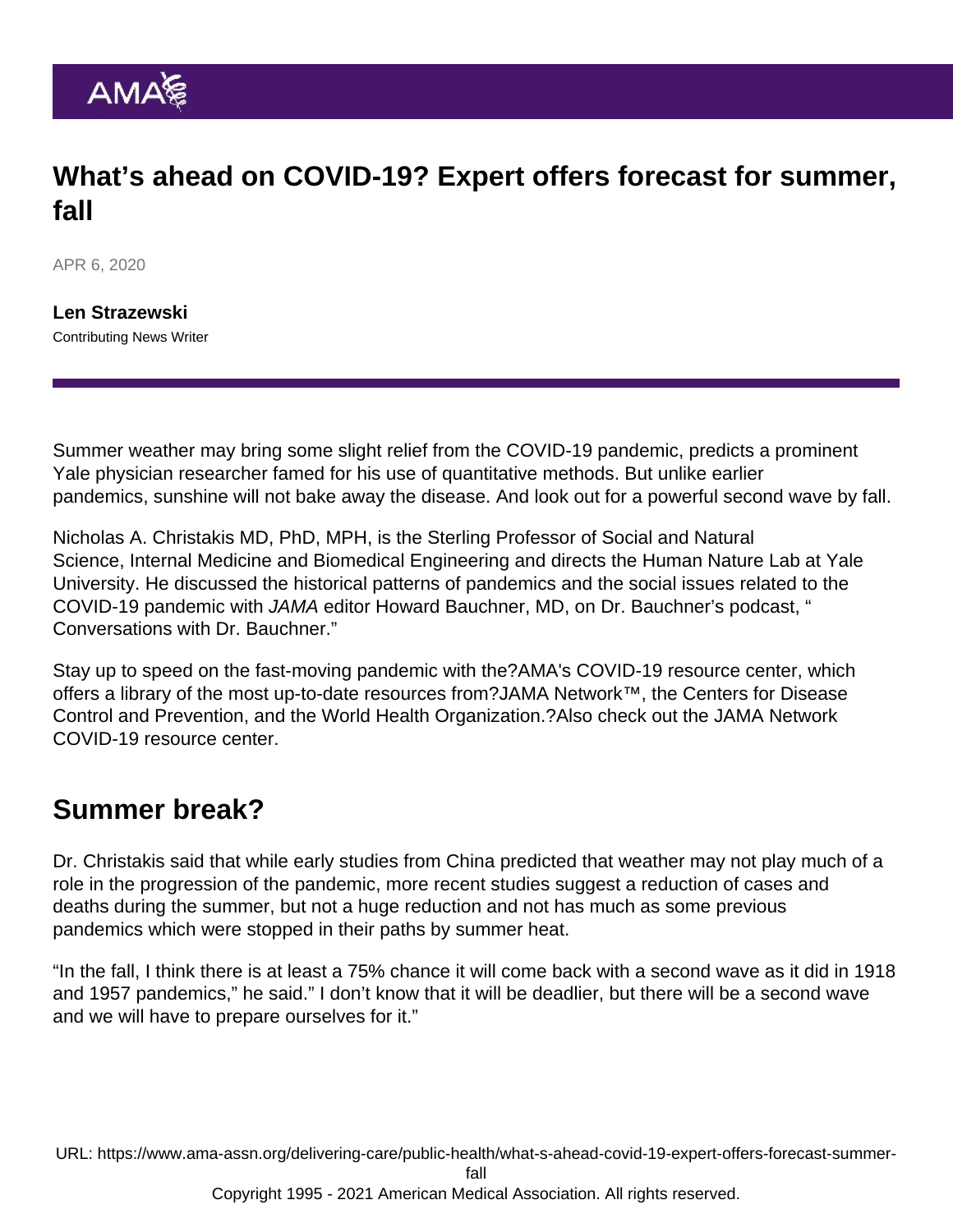# What’s ahead on COVID-19? Expert offers forecast for summer, fall

APR 6, 2020

**Len Strazewski**
Contributing News Writer

Summer weather may bring some slight relief from the COVID-19 pandemic, predicts a prominent Yale physician researcher famed for his use of quantitative methods. But unlike earlier pandemics, sunshine will not bake away the disease. And look out for a powerful second wave by fall.

Nicholas A. Christakis MD, PhD, MPH, is the Sterling Professor of Social and Natural Science, Internal Medicine and Biomedical Engineering and directs the Human Nature Lab at Yale University. He discussed the historical patterns of pandemics and the social issues related to the COVID-19 pandemic with *JAMA* editor Howard Bauchner, MD, on Dr. Bauchner’s podcast, “ Conversations with Dr. Bauchner.”

Stay up to speed on the fast-moving pandemic with the?AMA's COVID-19 resource center, which offers a library of the most up-to-date resources from?JAMA Network™, the Centers for Disease Control and Prevention, and the World Health Organization.?Also check out the JAMA Network COVID-19 resource center.

## Summer break?

Dr. Christakis said that while early studies from China predicted that weather may not play much of a role in the progression of the pandemic, more recent studies suggest a reduction of cases and deaths during the summer, but not a huge reduction and not has much as some previous pandemics which were stopped in their paths by summer heat.

“In the fall, I think there is at least a 75% chance it will come back with a second wave as it did in 1918 and 1957 pandemics,” he said.” I don’t know that it will be deadlier, but there will be a second wave and we will have to prepare ourselves for it.”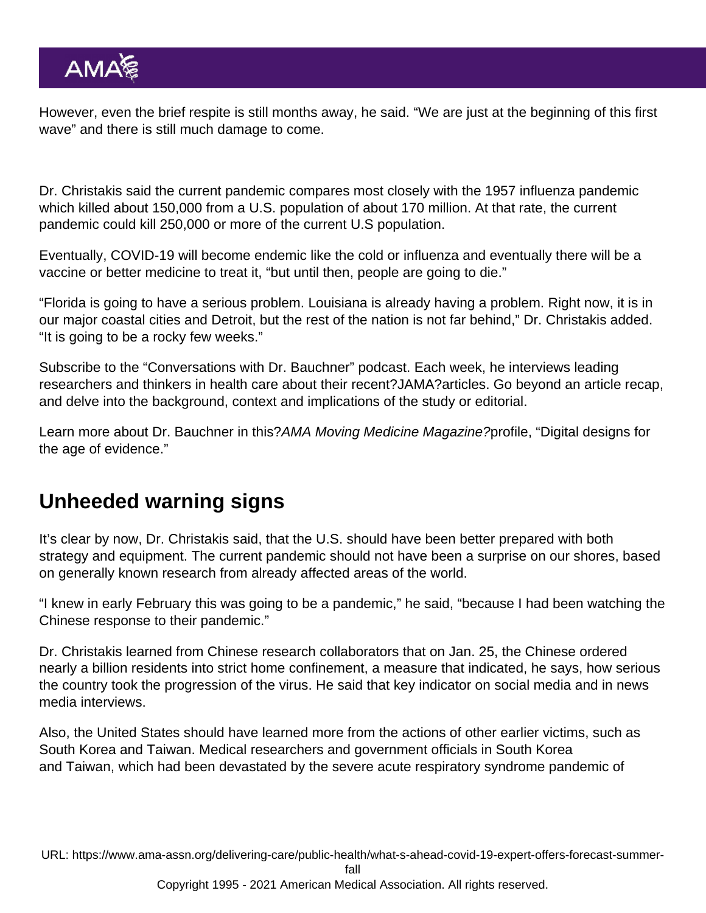However, even the brief respite is still months away, he said. "We are just at the beginning of this first wave" and there is still much damage to come.

Dr. Christakis said the current pandemic compares most closely with the 1957 influenza pandemic which killed about 150,000 from a U.S. population of about 170 million. At that rate, the current pandemic could kill 250,000 or more of the current U.S population.

Eventually, COVID-19 will become endemic like the cold or influenza and eventually there will be a vaccine or better medicine to treat it, "but until then, people are going to die."

"Florida is going to have a serious problem. Louisiana is already having a problem. Right now, it is in our major coastal cities and Detroit, but the rest of the nation is not far behind," Dr. Christakis added. "It is going to be a rocky few weeks."

Subscribe to the "Conversations with Dr. Bauchner" podcast. Each week, he interviews leading researchers and thinkers in health care about their recent?JAMA?articles. Go beyond an article recap, and delve into the background, context and implications of the study or editorial.

Learn more about Dr. Bauchner in this?*AMA Moving Medicine Magazine?*profile, "Digital designs for the age of evidence."

## Unheeded warning signs

It's clear by now, Dr. Christakis said, that the U.S. should have been better prepared with both strategy and equipment. The current pandemic should not have been a surprise on our shores, based on generally known research from already affected areas of the world.

"I knew in early February this was going to be a pandemic," he said, "because I had been watching the Chinese response to their pandemic."

Dr. Christakis learned from Chinese research collaborators that on Jan. 25, the Chinese ordered nearly a billion residents into strict home confinement, a measure that indicated, he says, how serious the country took the progression of the virus. He said that key indicator on social media and in news media interviews.

Also, the United States should have learned more from the actions of other earlier victims, such as South Korea and Taiwan. Medical researchers and government officials in South Korea and Taiwan, which had been devastated by the severe acute respiratory syndrome pandemic of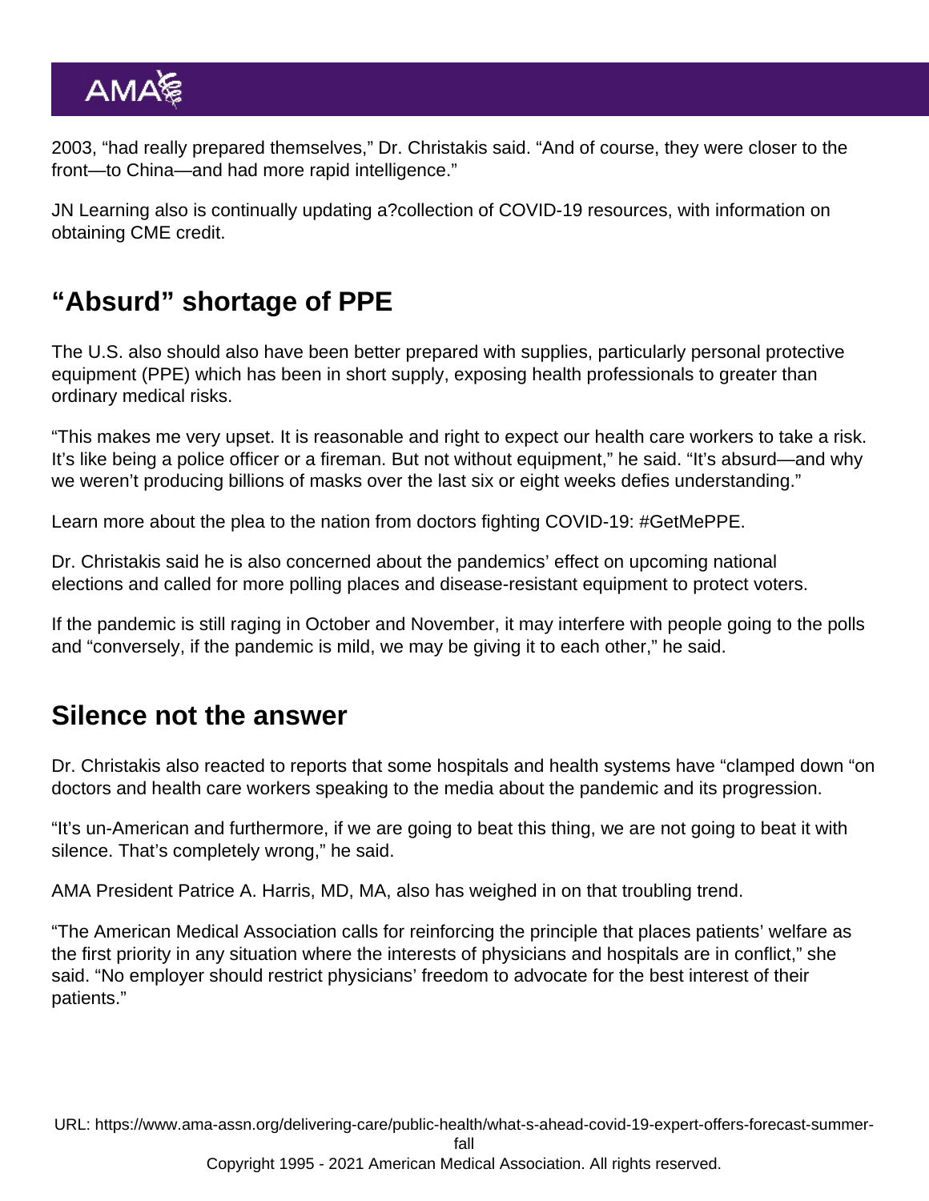2003, "had really prepared themselves," Dr. Christakis said. "And of course, they were closer to the front—to China—and had more rapid intelligence."

JN Learning also is continually updating a?collection of COVID-19 resources, with information on obtaining CME credit.

## "Absurd" shortage of PPE

The U.S. also should also have been better prepared with supplies, particularly personal protective equipment (PPE) which has been in short supply, exposing health professionals to greater than ordinary medical risks.

"This makes me very upset. It is reasonable and right to expect our health care workers to take a risk. It's like being a police officer or a fireman. But not without equipment," he said. "It's absurd—and why we weren't producing billions of masks over the last six or eight weeks defies understanding."

Learn more about the plea to the nation from doctors fighting COVID-19: #GetMePPE.

Dr. Christakis said he is also concerned about the pandemics' effect on upcoming national elections and called for more polling places and disease-resistant equipment to protect voters.

If the pandemic is still raging in October and November, it may interfere with people going to the polls and "conversely, if the pandemic is mild, we may be giving it to each other," he said.

## Silence not the answer

Dr. Christakis also reacted to reports that some hospitals and health systems have "clamped down "on doctors and health care workers speaking to the media about the pandemic and its progression.

"It's un-American and furthermore, if we are going to beat this thing, we are not going to beat it with silence. That's completely wrong," he said.

AMA President Patrice A. Harris, MD, MA, also has weighed in on that troubling trend.

"The American Medical Association calls for reinforcing the principle that places patients' welfare as the first priority in any situation where the interests of physicians and hospitals are in conflict," she said. "No employer should restrict physicians' freedom to advocate for the best interest of their patients."